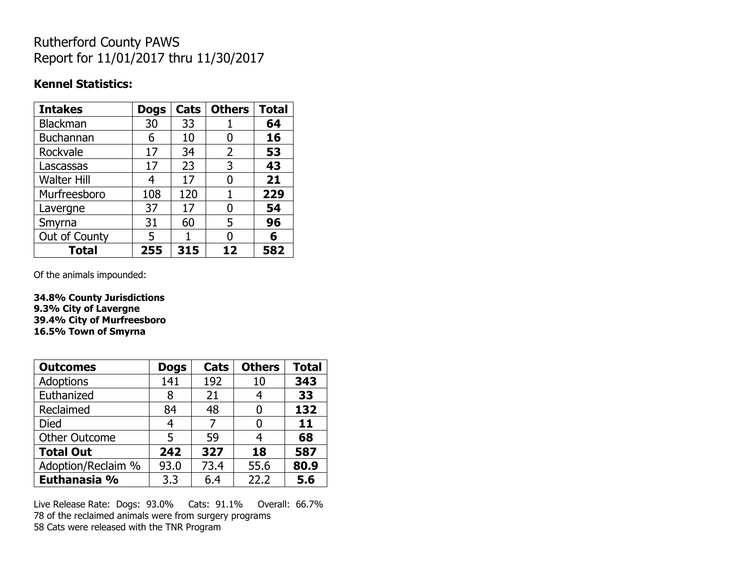# Rutherford County PAWS
# Report for 11/01/2017 thru 11/30/2017

**Kennel Statistics:**

| Intakes | Dogs | Cats | Others | Total |
|---|---|---|---|---|
| Blackman | 30 | 33 | 1 | **64** |
| Buchannan | 6 | 10 | 0 | **16** |
| Rockvale | 17 | 34 | 2 | **53** |
| Lascassas | 17 | 23 | 3 | **43** |
| Walter Hill | 4 | 17 | 0 | **21** |
| Murfreesboro | 108 | 120 | 1 | **229** |
| Lavergne | 37 | 17 | 0 | **54** |
| Smyrna | 31 | 60 | 5 | **96** |
| Out of County | 5 | 1 | 0 | **6** |
| **Total** | **255** | **315** | **12** | **582** |

Of the animals impounded:

**34.8% County Jurisdictions**
**9.3% City of Lavergne**
**39.4% City of Murfreesboro**
**16.5% Town of Smyrna**

| Outcomes | Dogs | Cats | Others | Total |
|---|---|---|---|---|
| Adoptions | 141 | 192 | 10 | **343** |
| Euthanized | 8 | 21 | 4 | **33** |
| Reclaimed | 84 | 48 | 0 | **132** |
| Died | 4 | 7 | 0 | **11** |
| Other Outcome | 5 | 59 | 4 | **68** |
| **Total Out** | **242** | **327** | **18** | **587** |
| Adoption/Reclaim % | 93.0 | 73.4 | 55.6 | **80.9** |
| **Euthanasia %** | 3.3 | 6.4 | 22.2 | **5.6** |

Live Release Rate: Dogs: 93.0% Cats: 91.1% Overall: 66.7%
78 of the reclaimed animals were from surgery programs
58 Cats were released with the TNR Program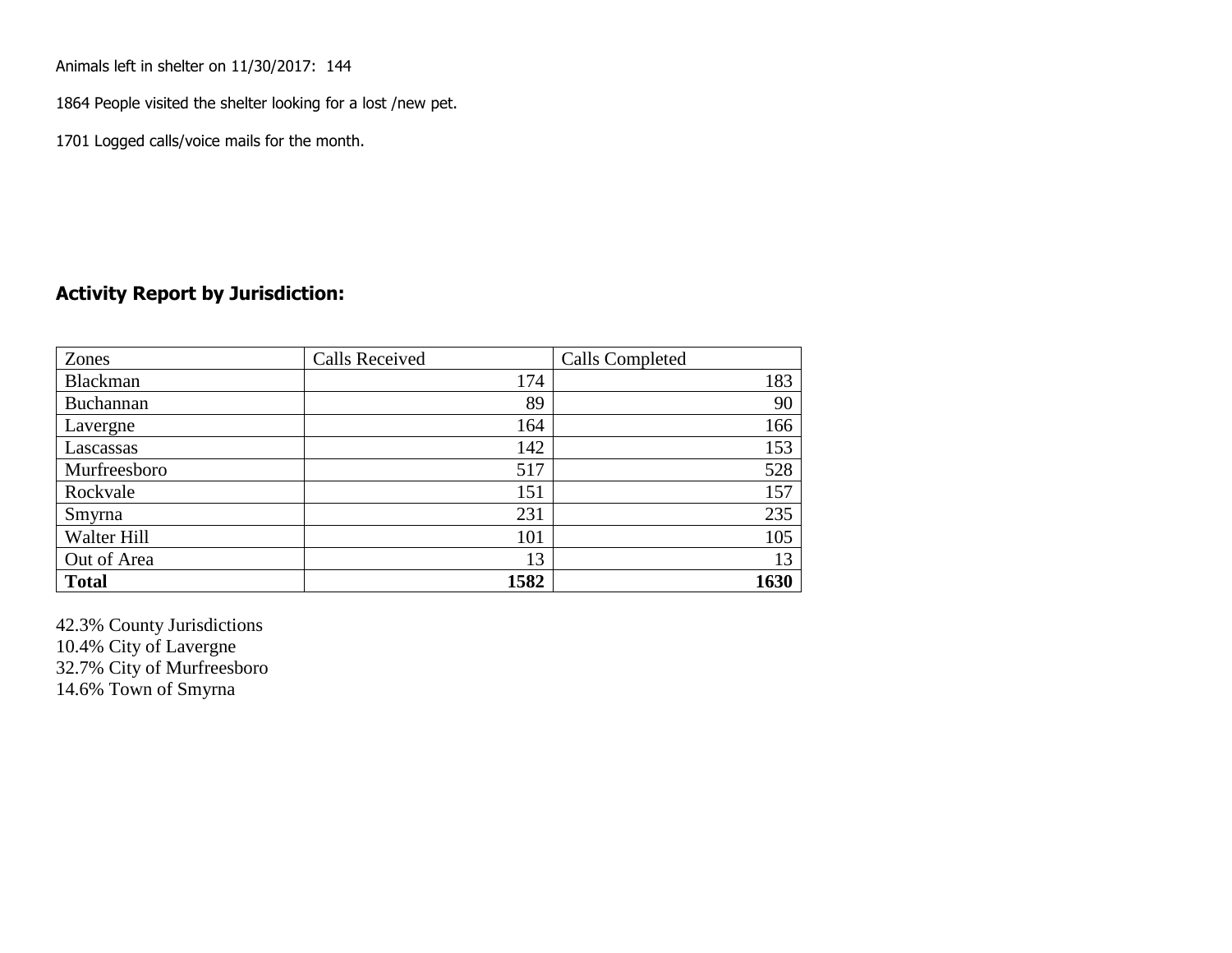Animals left in shelter on 11/30/2017: 144

1864 People visited the shelter looking for a lost /new pet.

1701 Logged calls/voice mails for the month.

## Activity Report by Jurisdiction:

| Zones | Calls Received | Calls Completed |
|---|---|---|
| Blackman | 174 | 183 |
| Buchannan | 89 | 90 |
| Lavergne | 164 | 166 |
| Lascassas | 142 | 153 |
| Murfreesboro | 517 | 528 |
| Rockvale | 151 | 157 |
| Smyrna | 231 | 235 |
| Walter Hill | 101 | 105 |
| Out of Area | 13 | 13 |
| **Total** | **1582** | **1630** |

42.3% County Jurisdictions
10.4% City of Lavergne
32.7% City of Murfreesboro
14.6% Town of Smyrna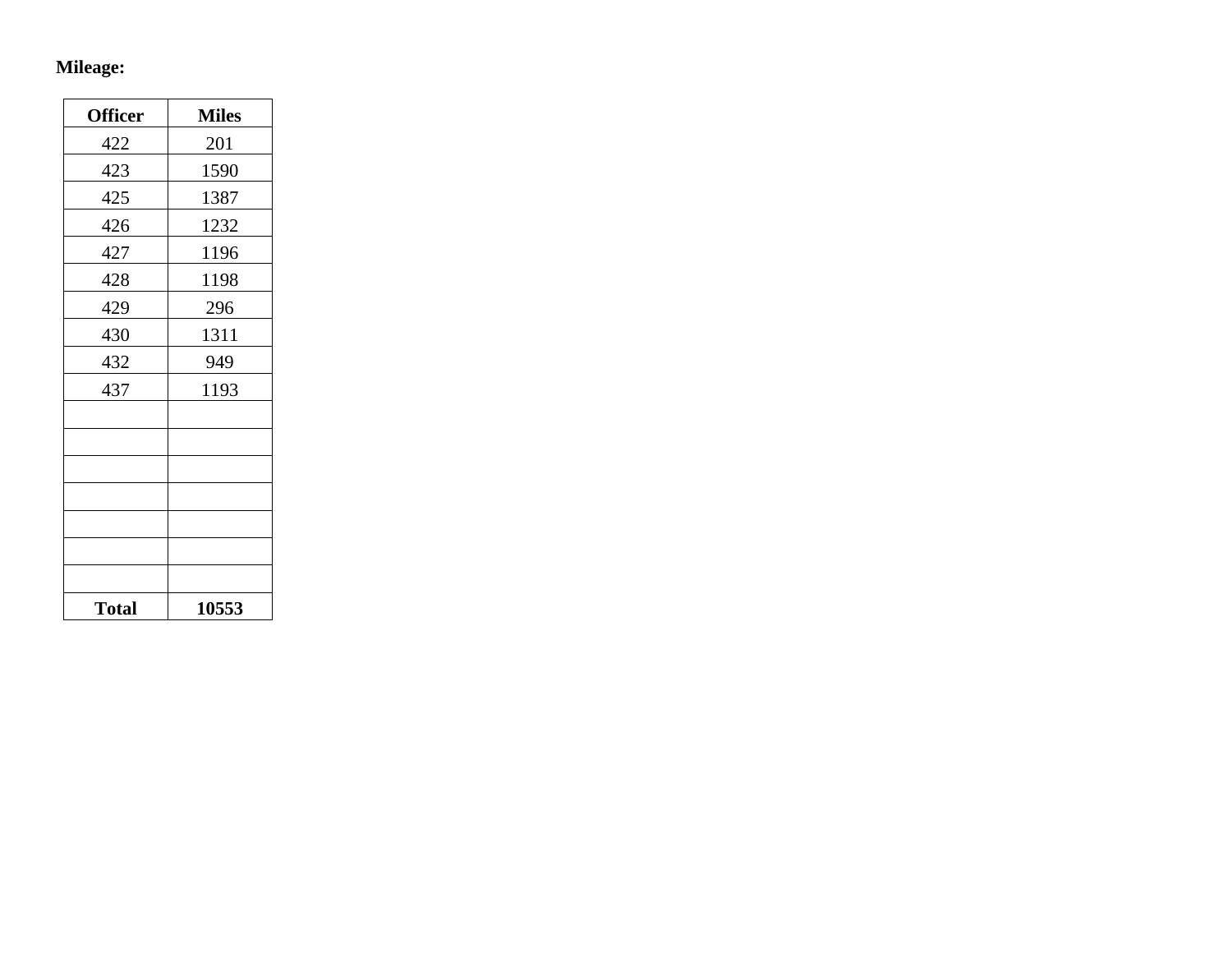**Mileage:**

| Officer | Miles |
|---|---|
| 422 | 201 |
| 423 | 1590 |
| 425 | 1387 |
| 426 | 1232 |
| 427 | 1196 |
| 428 | 1198 |
| 429 | 296 |
| 430 | 1311 |
| 432 | 949 |
| 437 | 1193 |
| | |
| | |
| | |
| | |
| | |
| | |
| | |
| **Total** | **10553** |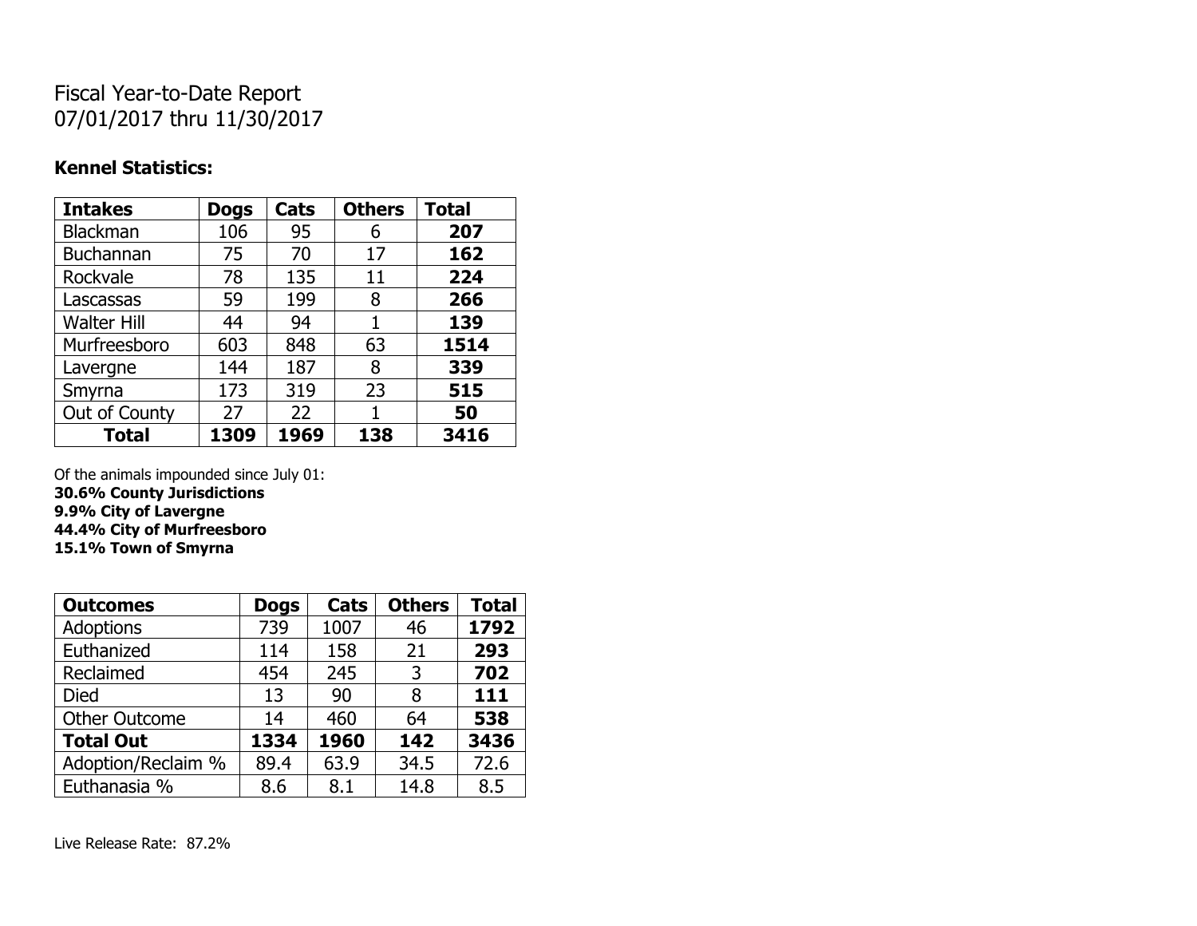# Fiscal Year-to-Date Report
07/01/2017 thru 11/30/2017

## Kennel Statistics:

| Intakes | Dogs | Cats | Others | Total |
|---|---|---|---|---|
| Blackman | 106 | 95 | 6 | **207** |
| Buchannan | 75 | 70 | 17 | **162** |
| Rockvale | 78 | 135 | 11 | **224** |
| Lascassas | 59 | 199 | 8 | **266** |
| Walter Hill | 44 | 94 | 1 | **139** |
| Murfreesboro | 603 | 848 | 63 | **1514** |
| Lavergne | 144 | 187 | 8 | **339** |
| Smyrna | 173 | 319 | 23 | **515** |
| Out of County | 27 | 22 | 1 | **50** |
| **Total** | **1309** | **1969** | **138** | **3416** |

Of the animals impounded since July 01:
**30.6% County Jurisdictions**
**9.9% City of Lavergne**
**44.4% City of Murfreesboro**
**15.1% Town of Smyrna**

| Outcomes | Dogs | Cats | Others | Total |
|---|---|---|---|---|
| Adoptions | 739 | 1007 | 46 | **1792** |
| Euthanized | 114 | 158 | 21 | **293** |
| Reclaimed | 454 | 245 | 3 | **702** |
| Died | 13 | 90 | 8 | **111** |
| Other Outcome | 14 | 460 | 64 | **538** |
| **Total Out** | **1334** | **1960** | **142** | **3436** |
| Adoption/Reclaim % | 89.4 | 63.9 | 34.5 | 72.6 |
| Euthanasia % | 8.6 | 8.1 | 14.8 | 8.5 |

Live Release Rate: 87.2%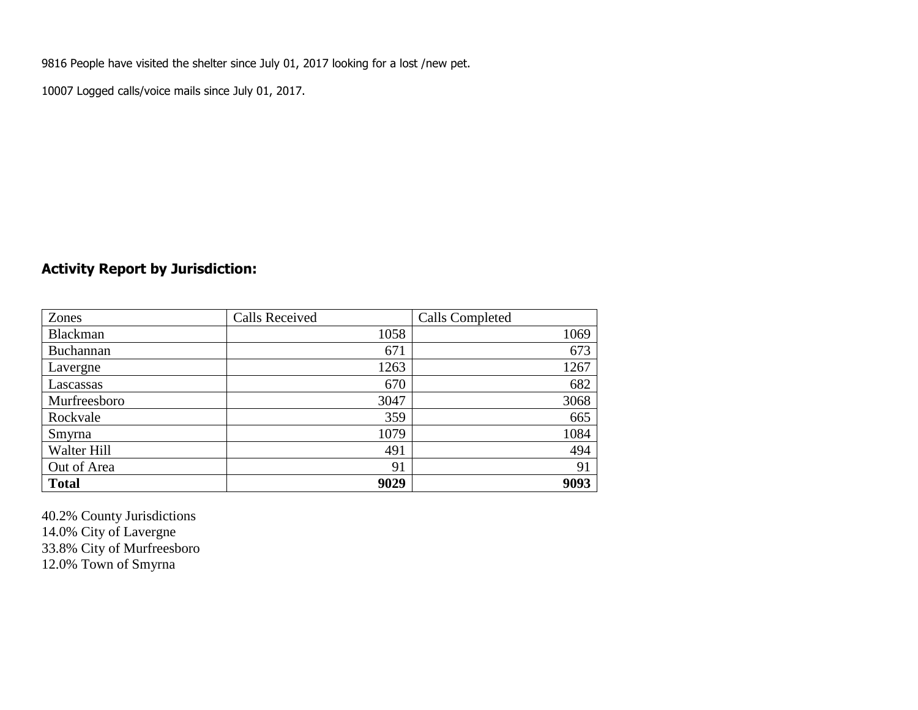9816 People have visited the shelter since July 01, 2017 looking for a lost /new pet.

10007 Logged calls/voice mails since July 01, 2017.

## Activity Report by Jurisdiction:

| Zones | Calls Received | Calls Completed |
| --- | ---: | ---: |
| Blackman | 1058 | 1069 |
| Buchannan | 671 | 673 |
| Lavergne | 1263 | 1267 |
| Lascassas | 670 | 682 |
| Murfreesboro | 3047 | 3068 |
| Rockvale | 359 | 665 |
| Smyrna | 1079 | 1084 |
| Walter Hill | 491 | 494 |
| Out of Area | 91 | 91 |
| **Total** | **9029** | **9093** |

40.2% County Jurisdictions
14.0% City of Lavergne
33.8% City of Murfreesboro
12.0% Town of Smyrna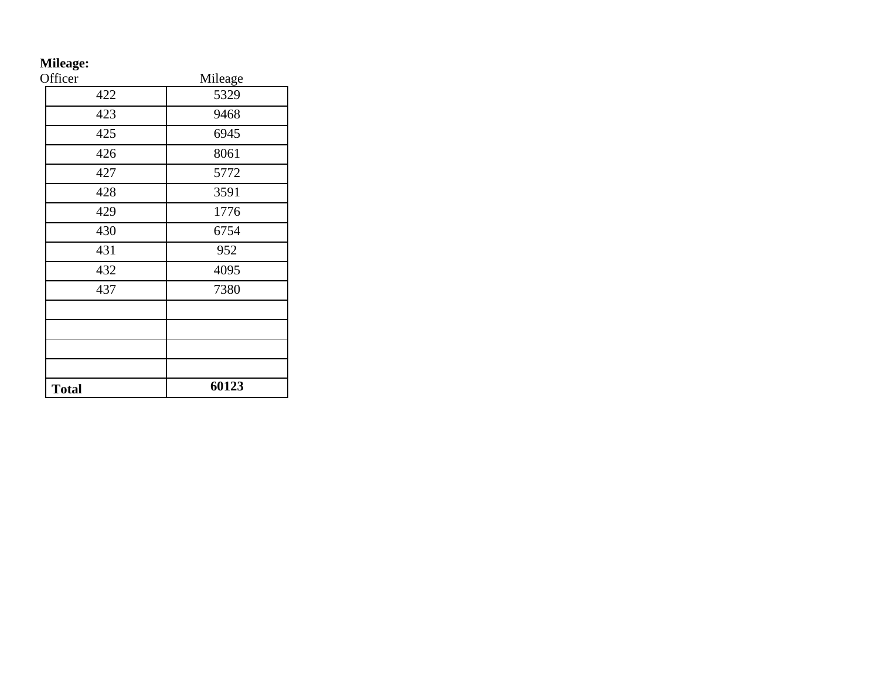**Mileage:**

| Officer | Mileage |
|---|---|
| 422 | 5329 |
| 423 | 9468 |
| 425 | 6945 |
| 426 | 8061 |
| 427 | 5772 |
| 428 | 3591 |
| 429 | 1776 |
| 430 | 6754 |
| 431 | 952 |
| 432 | 4095 |
| 437 | 7380 |
| | |
| | |
| | |
| | |
| **Total** | **60123** |